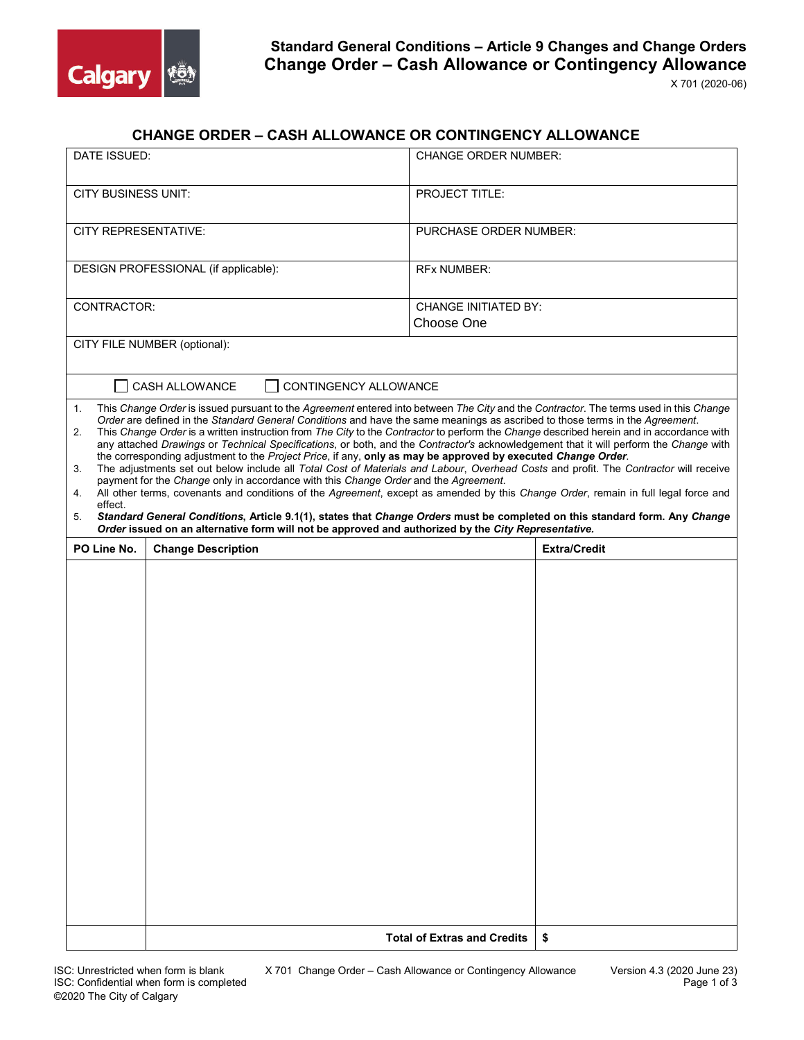# Standard General Conditions – Article 9 Changes and Change Orders
## Change Order – Cash Allowance or Contingency Allowance

X 701 (2020-06)

## CHANGE ORDER – CASH ALLOWANCE OR CONTINGENCY ALLOWANCE

| | |
|---|---|
| DATE ISSUED: | CHANGE ORDER NUMBER: |
| CITY BUSINESS UNIT: | PROJECT TITLE: |
| CITY REPRESENTATIVE: | PURCHASE ORDER NUMBER: |
| DESIGN PROFESSIONAL (if applicable): | RFx NUMBER: |
| CONTRACTOR: | CHANGE INITIATED BY: Choose One |
| CITY FILE NUMBER (optional): | |

☐ CASH ALLOWANCE ☐ CONTINGENCY ALLOWANCE

1. This *Change Order* is issued pursuant to the *Agreement* entered into between *The City* and the *Contractor*. The terms used in this *Change Order* are defined in the *Standard General Conditions* and have the same meanings as ascribed to those terms in the *Agreement*.
2. This *Change Order* is a written instruction from *The City* to the *Contractor* to perform the *Change* described herein and in accordance with any attached *Drawings* or *Technical Specifications*, or both, and the *Contractor's* acknowledgement that it will perform the *Change* with the corresponding adjustment to the *Project Price*, if any, **only as may be approved by executed *Change Order***.
3. The adjustments set out below include all *Total Cost of Materials and Labour*, *Overhead Costs* and profit. The *Contractor* will receive payment for the *Change* only in accordance with this *Change Order* and the *Agreement*.
4. All other terms, covenants and conditions of the *Agreement*, except as amended by this *Change Order*, remain in full legal force and effect.
5. ***Standard General Conditions*, Article 9.1(1), states that *Change Orders* must be completed on this standard form. Any *Change Order* issued on an alternative form will not be approved and authorized by the *City Representative*.**

| PO Line No. | Change Description | Extra/Credit |
|---|---|---|
| | | |
| | **Total of Extras and Credits** | **$** |

ISC: Unrestricted when form is blank
ISC: Confidential when form is completed
©2020 The City of Calgary

X 701 Change Order – Cash Allowance or Contingency Allowance

Version 4.3 (2020 June 23)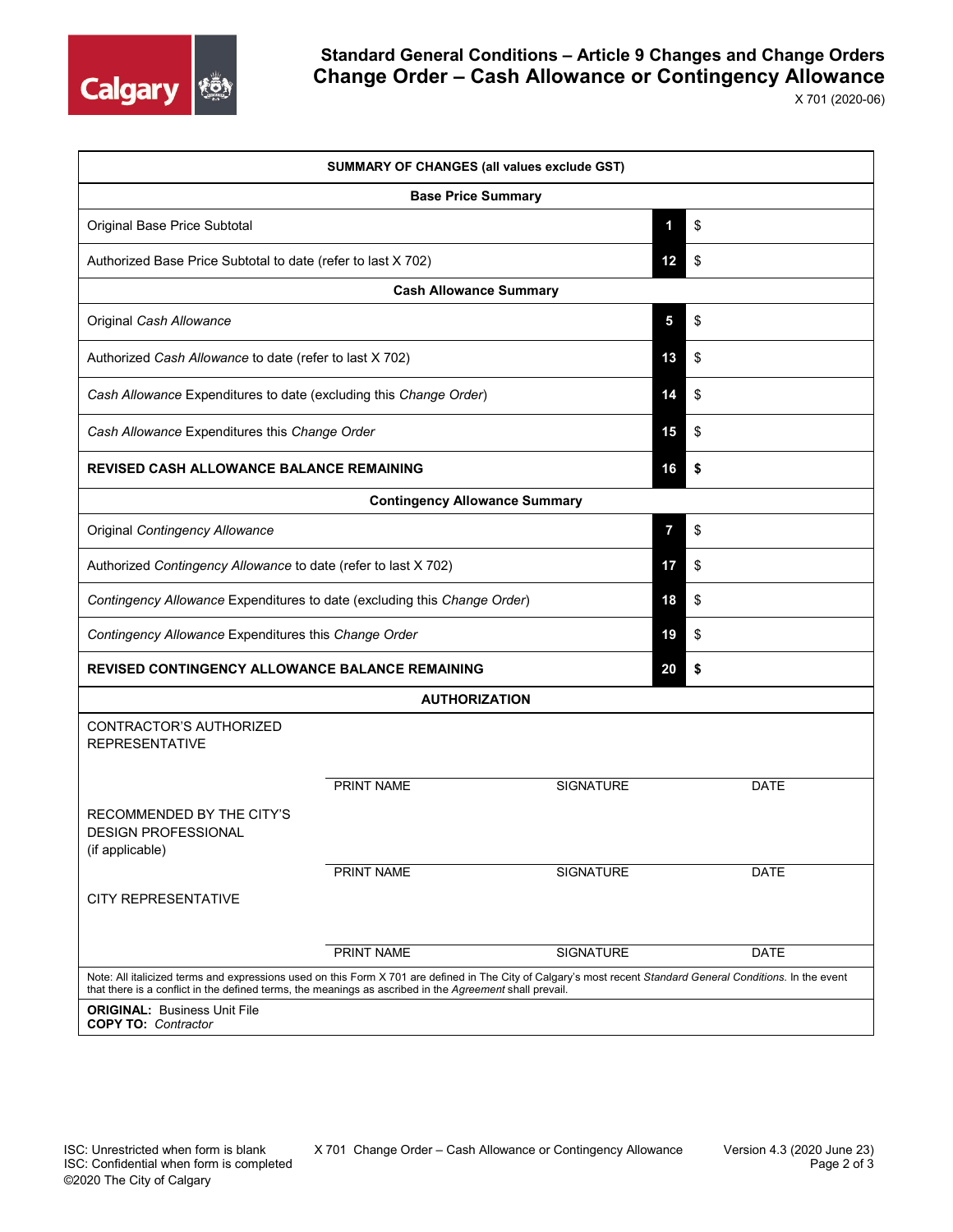# Standard General Conditions – Article 9 Changes and Change Orders
## Change Order – Cash Allowance or Contingency Allowance

X 701 (2020-06)

| SUMMARY OF CHANGES (all values exclude GST) | | |
|---|---|---|
| **Base Price Summary** | | |
| Original Base Price Subtotal | **1** | $ |
| Authorized Base Price Subtotal to date (refer to last X 702) | **12** | $ |
| **Cash Allowance Summary** | | |
| Original *Cash Allowance* | **5** | $ |
| Authorized *Cash Allowance* to date (refer to last X 702) | **13** | $ |
| *Cash Allowance* Expenditures to date (excluding this *Change Order*) | **14** | $ |
| *Cash Allowance* Expenditures this *Change Order* | **15** | $ |
| **REVISED CASH ALLOWANCE BALANCE REMAINING** | **16** | **$** |
| **Contingency Allowance Summary** | | |
| Original *Contingency Allowance* | **7** | $ |
| Authorized *Contingency Allowance* to date (refer to last X 702) | **17** | $ |
| *Contingency Allowance* Expenditures to date (excluding this *Change Order*) | **18** | $ |
| *Contingency Allowance* Expenditures this *Change Order* | **19** | $ |
| **REVISED CONTINGENCY ALLOWANCE BALANCE REMAINING** | **20** | **$** |

**AUTHORIZATION**

| | | | |
|---|---|---|---|
| CONTRACTOR'S AUTHORIZED REPRESENTATIVE | PRINT NAME | SIGNATURE | DATE |
| RECOMMENDED BY THE CITY'S DESIGN PROFESSIONAL (if applicable) | PRINT NAME | SIGNATURE | DATE |
| CITY REPRESENTATIVE | PRINT NAME | SIGNATURE | DATE |

Note: All italicized terms and expressions used on this Form X 701 are defined in The City of Calgary's most recent *Standard General Conditions.* In the event that there is a conflict in the defined terms, the meanings as ascribed in the *Agreement* shall prevail.

**ORIGINAL:** Business Unit File
**COPY TO:** *Contractor*

ISC: Unrestricted when form is blank
ISC: Confidential when form is completed
©2020 The City of Calgary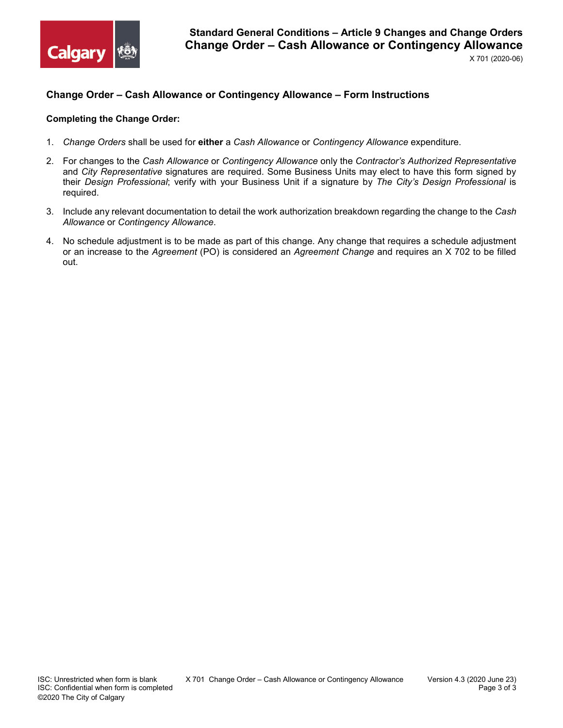## Change Order – Cash Allowance or Contingency Allowance – Form Instructions

**Completing the Change Order:**

1. *Change Orders* shall be used for **either** a *Cash Allowance* or *Contingency Allowance* expenditure.

2. For changes to the *Cash Allowance* or *Contingency Allowance* only the *Contractor's Authorized Representative* and *City Representative* signatures are required. Some Business Units may elect to have this form signed by their *Design Professional*; verify with your Business Unit if a signature by *The City's Design Professional* is required.

3. Include any relevant documentation to detail the work authorization breakdown regarding the change to the *Cash Allowance* or *Contingency Allowance*.

4. No schedule adjustment is to be made as part of this change. Any change that requires a schedule adjustment or an increase to the *Agreement* (PO) is considered an *Agreement Change* and requires an X 702 to be filled out.